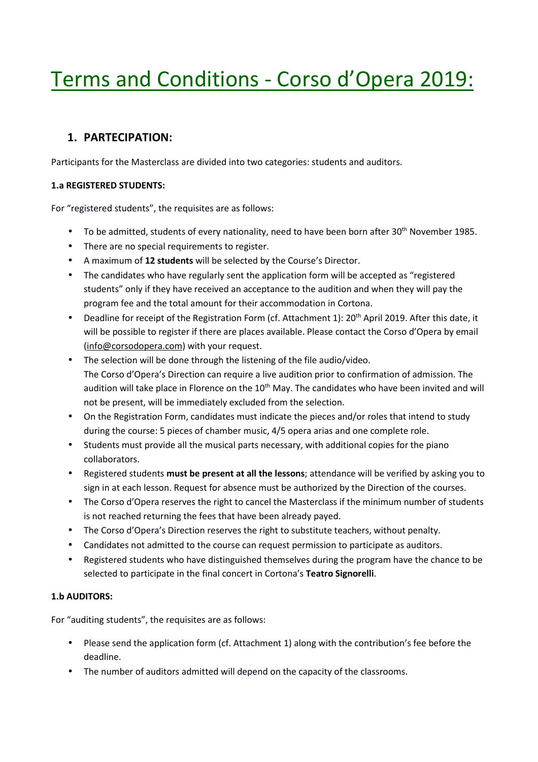# Terms and Conditions - Corso d’Opera 2019:

## 1. PARTECIPATION:

Participants for the Masterclass are divided into two categories: students and auditors.

### 1.a REGISTERED STUDENTS:

For “registered students”, the requisites are as follows:

- To be admitted, students of every nationality, need to have been born after 30th November 1985.
- There are no special requirements to register.
- A maximum of **12 students** will be selected by the Course’s Director.
- The candidates who have regularly sent the application form will be accepted as “registered students” only if they have received an acceptance to the audition and when they will pay the program fee and the total amount for their accommodation in Cortona.
- Deadline for receipt of the Registration Form (cf. Attachment 1): 20th April 2019. After this date, it will be possible to register if there are places available. Please contact the Corso d’Opera by email (info@corsodopera.com) with your request.
- The selection will be done through the listening of the file audio/video.
  The Corso d’Opera’s Direction can require a live audition prior to confirmation of admission. The audition will take place in Florence on the 10th May. The candidates who have been invited and will not be present, will be immediately excluded from the selection.
- On the Registration Form, candidates must indicate the pieces and/or roles that intend to study during the course: 5 pieces of chamber music, 4/5 opera arias and one complete role.
- Students must provide all the musical parts necessary, with additional copies for the piano collaborators.
- Registered students **must be present at all the lessons**; attendance will be verified by asking you to sign in at each lesson. Request for absence must be authorized by the Direction of the courses.
- The Corso d’Opera reserves the right to cancel the Masterclass if the minimum number of students is not reached returning the fees that have been already payed.
- The Corso d’Opera’s Direction reserves the right to substitute teachers, without penalty.
- Candidates not admitted to the course can request permission to participate as auditors.
- Registered students who have distinguished themselves during the program have the chance to be selected to participate in the final concert in Cortona’s **Teatro Signorelli**.

### 1.b AUDITORS:

For “auditing students”, the requisites are as follows:

- Please send the application form (cf. Attachment 1) along with the contribution’s fee before the deadline.
- The number of auditors admitted will depend on the capacity of the classrooms.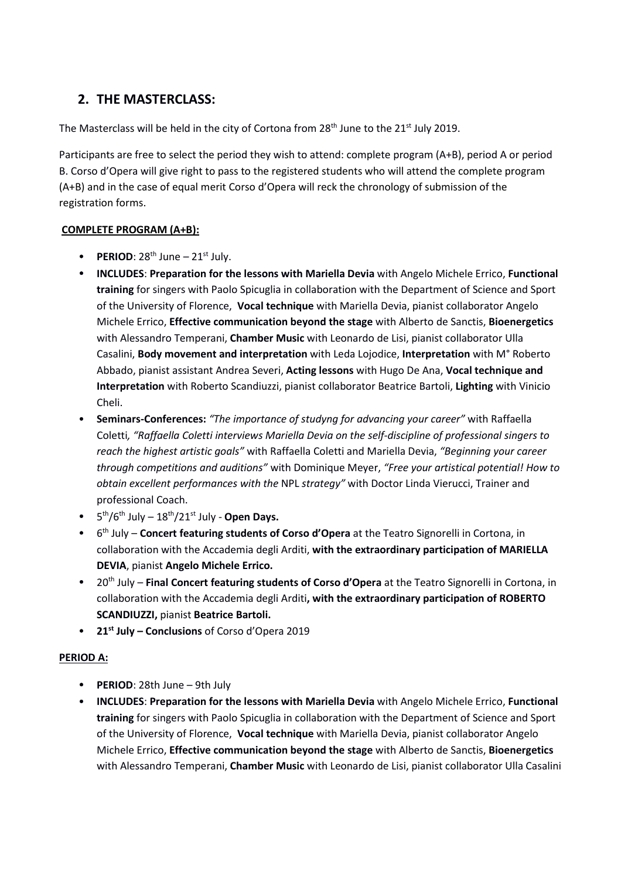## 2. THE MASTERCLASS:

The Masterclass will be held in the city of Cortona from 28th June to the 21st July 2019.

Participants are free to select the period they wish to attend: complete program (A+B), period A or period B. Corso d'Opera will give right to pass to the registered students who will attend the complete program (A+B) and in the case of equal merit Corso d'Opera will reck the chronology of submission of the registration forms.

**COMPLETE PROGRAM (A+B):**

- **PERIOD**: 28th June – 21st July.
- **INCLUDES**: **Preparation for the lessons with Mariella Devia** with Angelo Michele Errico, **Functional training** for singers with Paolo Spicuglia in collaboration with the Department of Science and Sport of the University of Florence, **Vocal technique** with Mariella Devia, pianist collaborator Angelo Michele Errico, **Effective communication beyond the stage** with Alberto de Sanctis, **Bioenergetics** with Alessandro Temperani, **Chamber Music** with Leonardo de Lisi, pianist collaborator Ulla Casalini, **Body movement and interpretation** with Leda Lojodice, **Interpretation** with M° Roberto Abbado, pianist assistant Andrea Severi, **Acting lessons** with Hugo De Ana, **Vocal technique and Interpretation** with Roberto Scandiuzzi, pianist collaborator Beatrice Bartoli, **Lighting** with Vinicio Cheli.
- **Seminars-Conferences:** *"The importance of studyng for advancing your career"* with Raffaella Coletti*, "Raffaella Coletti interviews Mariella Devia on the self-discipline of professional singers to reach the highest artistic goals"* with Raffaella Coletti and Mariella Devia, *"Beginning your career through competitions and auditions"* with Dominique Meyer, *"Free your artistical potential! How to obtain excellent performances with the* NPL *strategy"* with Doctor Linda Vierucci, Trainer and professional Coach.
- 5th/6th July – 18th/21st July - **Open Days.**
- 6th July – **Concert featuring students of Corso d'Opera** at the Teatro Signorelli in Cortona, in collaboration with the Accademia degli Arditi, **with the extraordinary participation of MARIELLA DEVIA**, pianist **Angelo Michele Errico.**
- 20th July – **Final Concert featuring students of Corso d'Opera** at the Teatro Signorelli in Cortona, in collaboration with the Accademia degli Arditi**, with the extraordinary participation of ROBERTO SCANDIUZZI,** pianist **Beatrice Bartoli.**
- **21st July – Conclusions** of Corso d'Opera 2019

**PERIOD A:**

- **PERIOD**: 28th June – 9th July
- **INCLUDES**: **Preparation for the lessons with Mariella Devia** with Angelo Michele Errico, **Functional training** for singers with Paolo Spicuglia in collaboration with the Department of Science and Sport of the University of Florence, **Vocal technique** with Mariella Devia, pianist collaborator Angelo Michele Errico, **Effective communication beyond the stage** with Alberto de Sanctis, **Bioenergetics** with Alessandro Temperani, **Chamber Music** with Leonardo de Lisi, pianist collaborator Ulla Casalini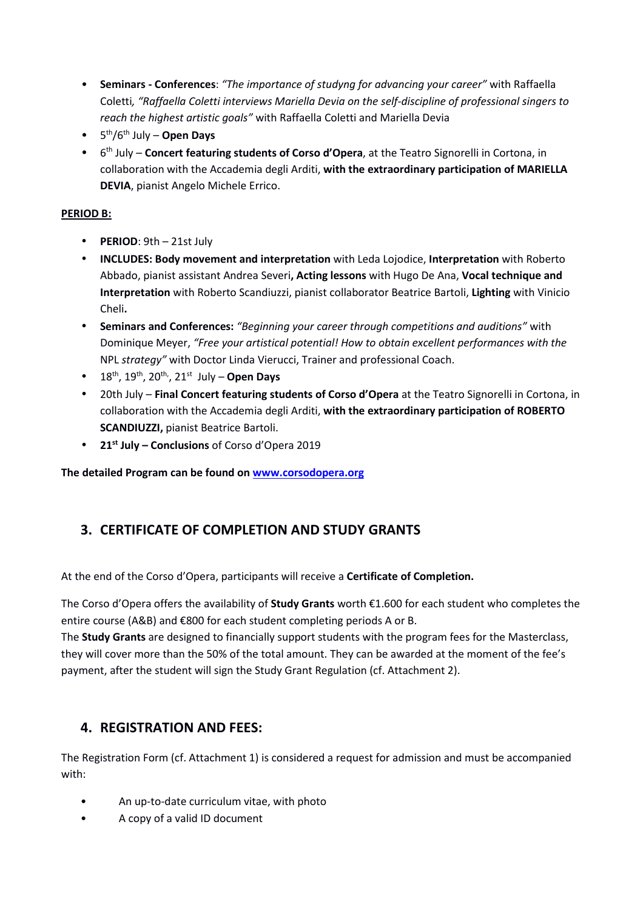- **Seminars - Conferences**: *"The importance of studyng for advancing your career"* with Raffaella Coletti, *"Raffaella Coletti interviews Mariella Devia on the self-discipline of professional singers to reach the highest artistic goals"* with Raffaella Coletti and Mariella Devia
- 5th/6th July – **Open Days**
- 6th July – **Concert featuring students of Corso d'Opera**, at the Teatro Signorelli in Cortona, in collaboration with the Accademia degli Arditi, **with the extraordinary participation of MARIELLA DEVIA**, pianist Angelo Michele Errico.

**PERIOD B:**

- **PERIOD**: 9th – 21st July
- **INCLUDES: Body movement and interpretation** with Leda Lojodice, **Interpretation** with Roberto Abbado, pianist assistant Andrea Severi**, Acting lessons** with Hugo De Ana, **Vocal technique and Interpretation** with Roberto Scandiuzzi, pianist collaborator Beatrice Bartoli, **Lighting** with Vinicio Cheli**.**
- **Seminars and Conferences:** *"Beginning your career through competitions and auditions"* with Dominique Meyer, *"Free your artistical potential! How to obtain excellent performances with the* NPL *strategy"* with Doctor Linda Vierucci, Trainer and professional Coach.
- 18th, 19th, 20th,, 21st July – **Open Days**
- 20th July – **Final Concert featuring students of Corso d'Opera** at the Teatro Signorelli in Cortona, in collaboration with the Accademia degli Arditi, **with the extraordinary participation of ROBERTO SCANDIUZZI,** pianist Beatrice Bartoli.
- **21st July – Conclusions** of Corso d'Opera 2019

**The detailed Program can be found on [www.corsodopera.org](www.corsodopera.org)**

## 3. CERTIFICATE OF COMPLETION AND STUDY GRANTS

At the end of the Corso d'Opera, participants will receive a **Certificate of Completion.**

The Corso d'Opera offers the availability of **Study Grants** worth €1.600 for each student who completes the entire course (A&B) and €800 for each student completing periods A or B.
The **Study Grants** are designed to financially support students with the program fees for the Masterclass, they will cover more than the 50% of the total amount. They can be awarded at the moment of the fee's payment, after the student will sign the Study Grant Regulation (cf. Attachment 2).

## 4. REGISTRATION AND FEES:

The Registration Form (cf. Attachment 1) is considered a request for admission and must be accompanied with:

- An up-to-date curriculum vitae, with photo
- A copy of a valid ID document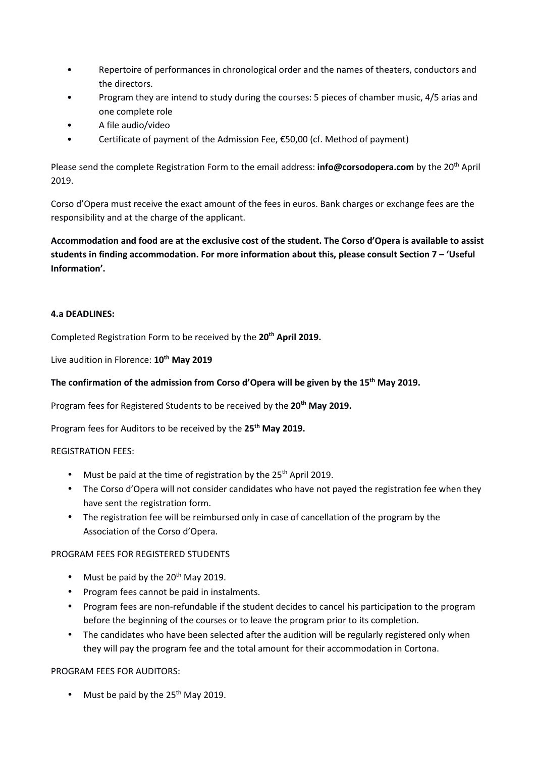- Repertoire of performances in chronological order and the names of theaters, conductors and the directors.
- Program they are intend to study during the courses: 5 pieces of chamber music, 4/5 arias and one complete role
- A file audio/video
- Certificate of payment of the Admission Fee, €50,00 (cf. Method of payment)

Please send the complete Registration Form to the email address: **info@corsodopera.com** by the 20th April 2019.

Corso d'Opera must receive the exact amount of the fees in euros. Bank charges or exchange fees are the responsibility and at the charge of the applicant.

**Accommodation and food are at the exclusive cost of the student. The Corso d'Opera is available to assist students in finding accommodation. For more information about this, please consult Section 7 – 'Useful Information'.**

**4.a DEADLINES:**

Completed Registration Form to be received by the **20th April 2019.**

Live audition in Florence: **10th May 2019**

**The confirmation of the admission from Corso d'Opera will be given by the 15th May 2019.**

Program fees for Registered Students to be received by the **20th May 2019.**

Program fees for Auditors to be received by the **25th May 2019.**

REGISTRATION FEES:

- Must be paid at the time of registration by the 25th April 2019.
- The Corso d'Opera will not consider candidates who have not payed the registration fee when they have sent the registration form.
- The registration fee will be reimbursed only in case of cancellation of the program by the Association of the Corso d'Opera.

PROGRAM FEES FOR REGISTERED STUDENTS

- Must be paid by the 20th May 2019.
- Program fees cannot be paid in instalments.
- Program fees are non-refundable if the student decides to cancel his participation to the program before the beginning of the courses or to leave the program prior to its completion.
- The candidates who have been selected after the audition will be regularly registered only when they will pay the program fee and the total amount for their accommodation in Cortona.

PROGRAM FEES FOR AUDITORS:

- Must be paid by the 25th May 2019.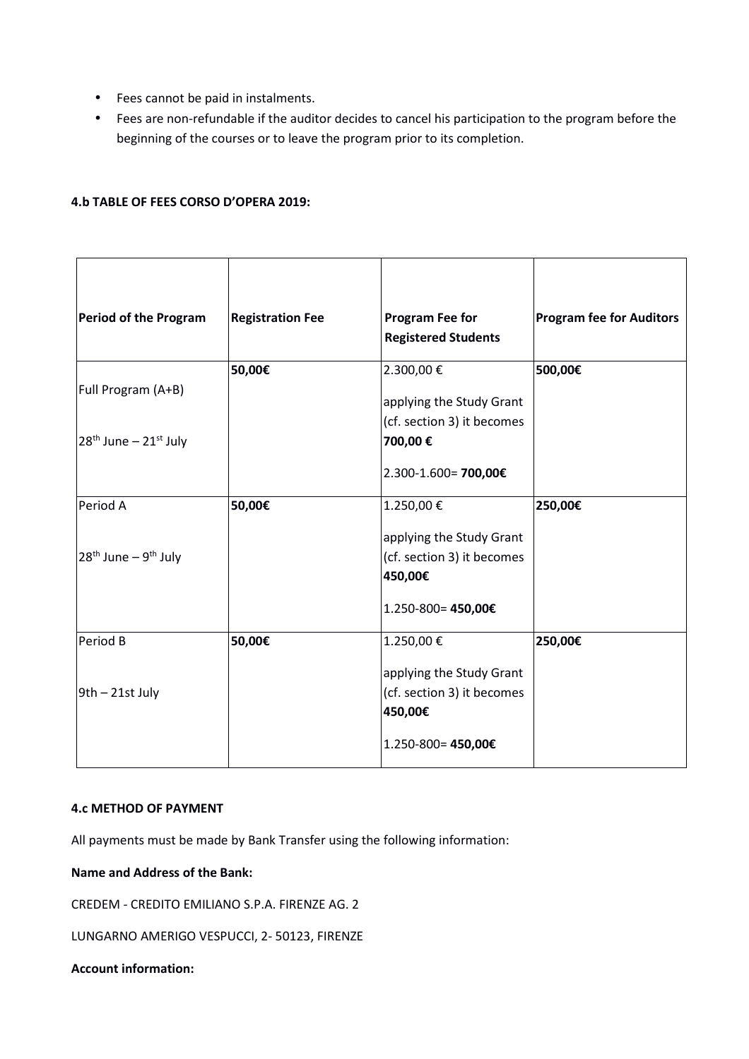- Fees cannot be paid in instalments.
- Fees are non-refundable if the auditor decides to cancel his participation to the program before the beginning of the courses or to leave the program prior to its completion.

**4.b TABLE OF FEES CORSO D'OPERA 2019:**

| **Period of the Program** | **Registration Fee** | **Program Fee for Registered Students** | **Program fee for Auditors** |
|---|---|---|---|
| Full Program (A+B)<br><br>28th June – 21st July | **50,00€** | 2.300,00 €<br><br>applying the Study Grant (cf. section 3) it becomes **700,00 €**<br><br>2.300-1.600= **700,00€** | **500,00€** |
| Period A<br><br>28th June – 9th July | **50,00€** | 1.250,00 €<br><br>applying the Study Grant (cf. section 3) it becomes **450,00€**<br><br>1.250-800= **450,00€** | **250,00€** |
| Period B<br><br>9th – 21st July | **50,00€** | 1.250,00 €<br><br>applying the Study Grant (cf. section 3) it becomes **450,00€**<br><br>1.250-800= **450,00€** | **250,00€** |

**4.c METHOD OF PAYMENT**

All payments must be made by Bank Transfer using the following information:

**Name and Address of the Bank:**

CREDEM - CREDITO EMILIANO S.P.A. FIRENZE AG. 2

LUNGARNO AMERIGO VESPUCCI, 2- 50123, FIRENZE

**Account information:**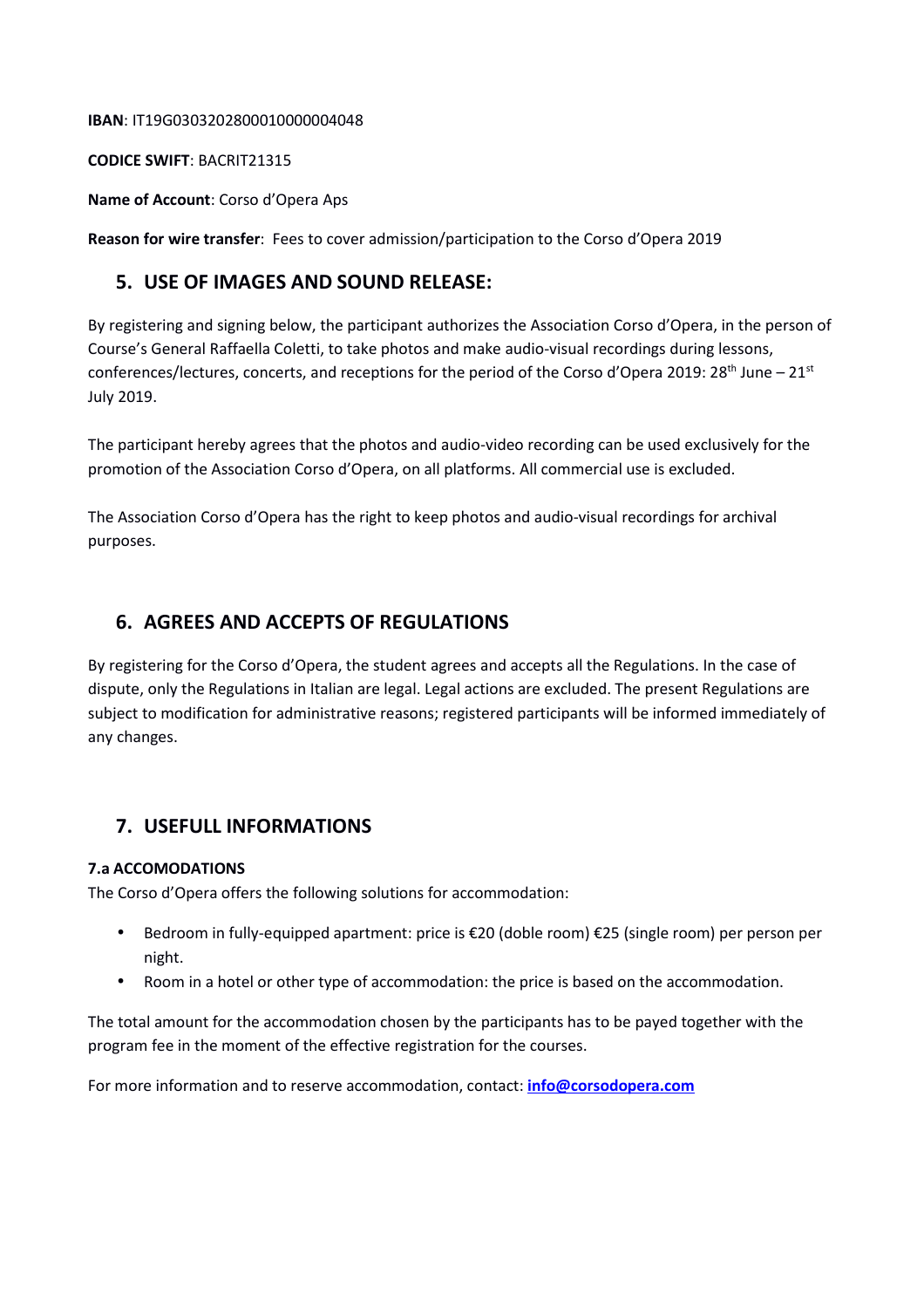**IBAN**: IT19G0303202800010000004048

**CODICE SWIFT**: BACRIT21315

**Name of Account**: Corso d'Opera Aps

**Reason for wire transfer**: Fees to cover admission/participation to the Corso d'Opera 2019

## 5. USE OF IMAGES AND SOUND RELEASE:

By registering and signing below, the participant authorizes the Association Corso d'Opera, in the person of Course's General Raffaella Coletti, to take photos and make audio-visual recordings during lessons, conferences/lectures, concerts, and receptions for the period of the Corso d'Opera 2019: 28th June – 21st July 2019.

The participant hereby agrees that the photos and audio-video recording can be used exclusively for the promotion of the Association Corso d'Opera, on all platforms. All commercial use is excluded.

The Association Corso d'Opera has the right to keep photos and audio-visual recordings for archival purposes.

## 6. AGREES AND ACCEPTS OF REGULATIONS

By registering for the Corso d'Opera, the student agrees and accepts all the Regulations. In the case of dispute, only the Regulations in Italian are legal. Legal actions are excluded. The present Regulations are subject to modification for administrative reasons; registered participants will be informed immediately of any changes.

## 7. USEFULL INFORMATIONS

### 7.a ACCOMODATIONS

The Corso d'Opera offers the following solutions for accommodation:

- Bedroom in fully-equipped apartment: price is €20 (doble room) €25 (single room) per person per night.
- Room in a hotel or other type of accommodation: the price is based on the accommodation.

The total amount for the accommodation chosen by the participants has to be payed together with the program fee in the moment of the effective registration for the courses.

For more information and to reserve accommodation, contact: **info@corsodopera.com**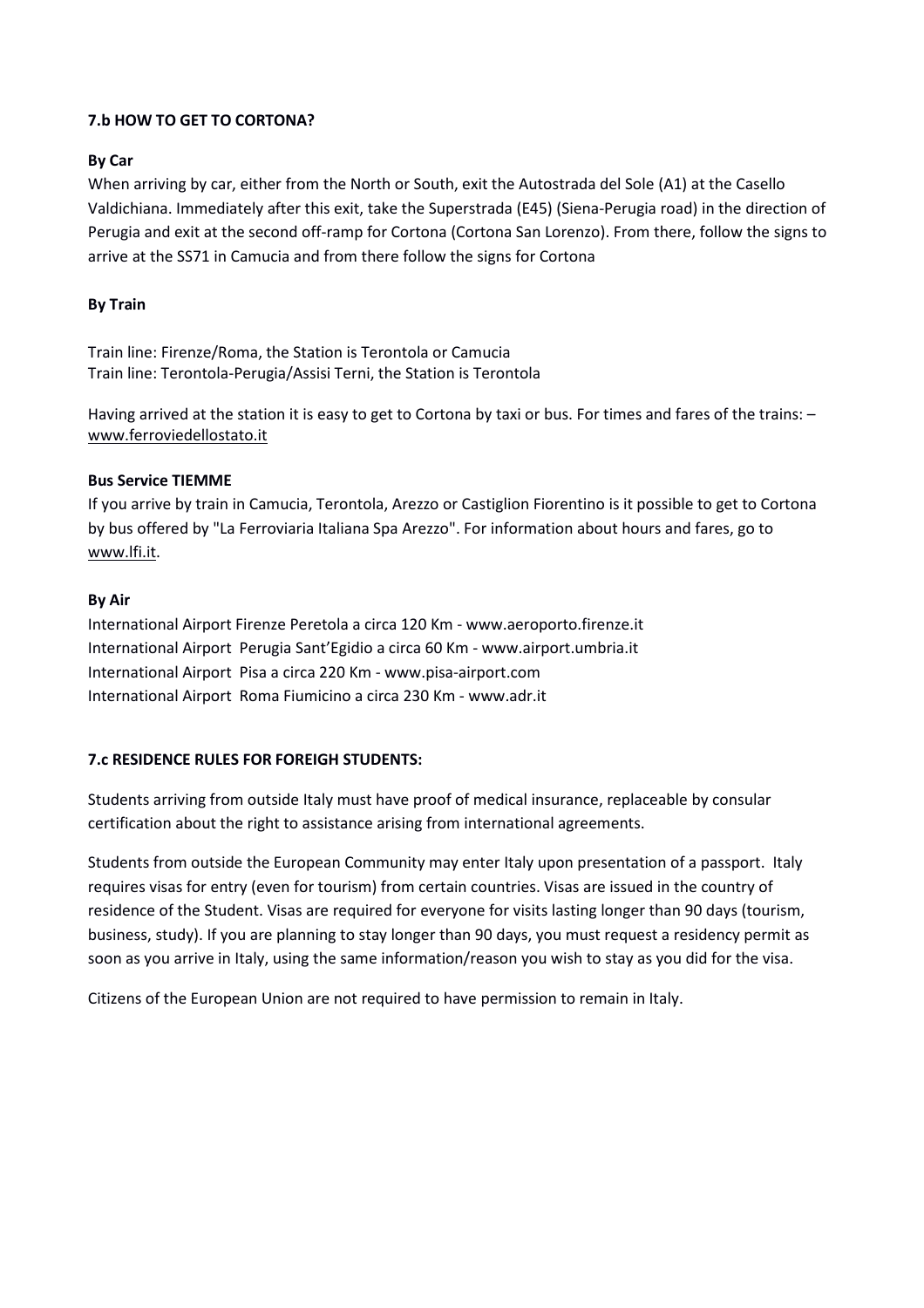**7.b HOW TO GET TO CORTONA?**

**By Car**

When arriving by car, either from the North or South, exit the Autostrada del Sole (A1) at the Casello Valdichiana. Immediately after this exit, take the Superstrada (E45) (Siena-Perugia road) in the direction of Perugia and exit at the second off-ramp for Cortona (Cortona San Lorenzo). From there, follow the signs to arrive at the SS71 in Camucia and from there follow the signs for Cortona

**By Train**

Train line: Firenze/Roma, the Station is Terontola or Camucia
Train line: Terontola-Perugia/Assisi Terni, the Station is Terontola

Having arrived at the station it is easy to get to Cortona by taxi or bus. For times and fares of the trains: – www.ferroviedellostato.it

**Bus Service TIEMME**

If you arrive by train in Camucia, Terontola, Arezzo or Castiglion Fiorentino is it possible to get to Cortona by bus offered by "La Ferroviaria Italiana Spa Arezzo". For information about hours and fares, go to www.lfi.it.

**By Air**

International Airport Firenze Peretola a circa 120 Km - www.aeroporto.firenze.it
International Airport Perugia Sant'Egidio a circa 60 Km - www.airport.umbria.it
International Airport Pisa a circa 220 Km - www.pisa-airport.com
International Airport Roma Fiumicino a circa 230 Km - www.adr.it

**7.c RESIDENCE RULES FOR FOREIGH STUDENTS:**

Students arriving from outside Italy must have proof of medical insurance, replaceable by consular certification about the right to assistance arising from international agreements.

Students from outside the European Community may enter Italy upon presentation of a passport. Italy requires visas for entry (even for tourism) from certain countries. Visas are issued in the country of residence of the Student. Visas are required for everyone for visits lasting longer than 90 days (tourism, business, study). If you are planning to stay longer than 90 days, you must request a residency permit as soon as you arrive in Italy, using the same information/reason you wish to stay as you did for the visa.

Citizens of the European Union are not required to have permission to remain in Italy.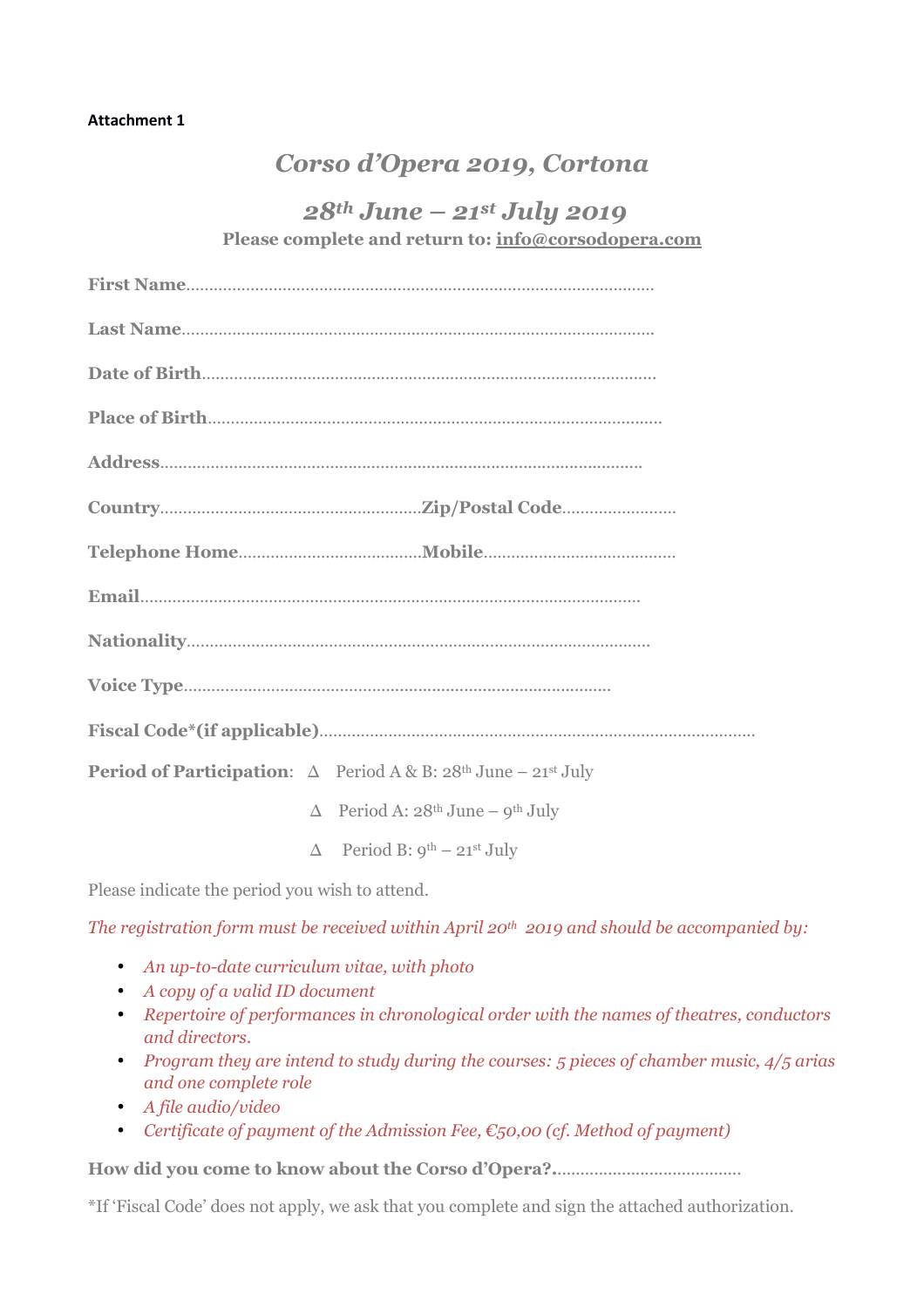**Attachment 1**

# *Corso d'Opera 2019, Cortona*

## *28th June – 21st July 2019*

**Please complete and return to: info@corsodopera.com**

**First Name**……………………………………………………………………………………

**Last Name**……………………………………………………………………………………

**Date of Birth**………………………………………………………………………………

**Place of Birth**………………………………………………………………………………

**Address**………………………………………………………………………………………

**Country**………………………………………………**Zip/Postal Code**……………………

**Telephone Home**…………………………………**Mobile**……………………………………

**Email**…………………………………………………………………………………………

**Nationality**…………………………………………………………………………………

**Voice Type**…………………………………………………………………………………

**Fiscal Code*(if applicable)**…………………………………………………………………………

**Period of Participation**: ∆ Period A & B: 28th June – 21st July

∆ Period A: 28th June – 9th July

∆ Period B: 9th – 21st July

Please indicate the period you wish to attend.

*The registration form must be received within April 20th 2019 and should be accompanied by:*

- *An up-to-date curriculum vitae, with photo*
- *A copy of a valid ID document*
- *Repertoire of performances in chronological order with the names of theatres, conductors and directors.*
- *Program they are intend to study during the courses: 5 pieces of chamber music, 4/5 arias and one complete role*
- *A file audio/video*
- *Certificate of payment of the Admission Fee, €50,00 (cf. Method of payment)*

**How did you come to know about the Corso d'Opera?**……………………………………

*If 'Fiscal Code' does not apply, we ask that you complete and sign the attached authorization.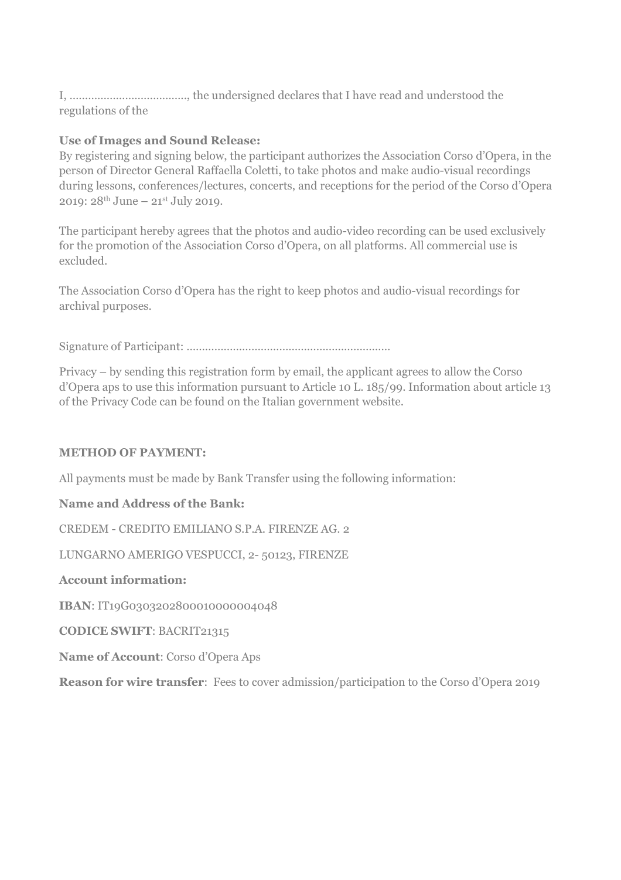I, ……………………………., the undersigned declares that I have read and understood the regulations of the

**Use of Images and Sound Release:**
By registering and signing below, the participant authorizes the Association Corso d'Opera, in the person of Director General Raffaella Coletti, to take photos and make audio-visual recordings during lessons, conferences/lectures, concerts, and receptions for the period of the Corso d'Opera 2019: 28th June – 21st July 2019.

The participant hereby agrees that the photos and audio-video recording can be used exclusively for the promotion of the Association Corso d'Opera, on all platforms. All commercial use is excluded.

The Association Corso d'Opera has the right to keep photos and audio-visual recordings for archival purposes.

Signature of Participant: ……………………………………………………….

Privacy – by sending this registration form by email, the applicant agrees to allow the Corso d'Opera aps to use this information pursuant to Article 10 L. 185/99. Information about article 13 of the Privacy Code can be found on the Italian government website.

**METHOD OF PAYMENT:**

All payments must be made by Bank Transfer using the following information:

**Name and Address of the Bank:**

CREDEM - CREDITO EMILIANO S.P.A. FIRENZE AG. 2

LUNGARNO AMERIGO VESPUCCI, 2- 50123, FIRENZE

**Account information:**

**IBAN**: IT19G0303202800010000004048

**CODICE SWIFT**: BACRIT21315

**Name of Account**: Corso d'Opera Aps

**Reason for wire transfer**: Fees to cover admission/participation to the Corso d'Opera 2019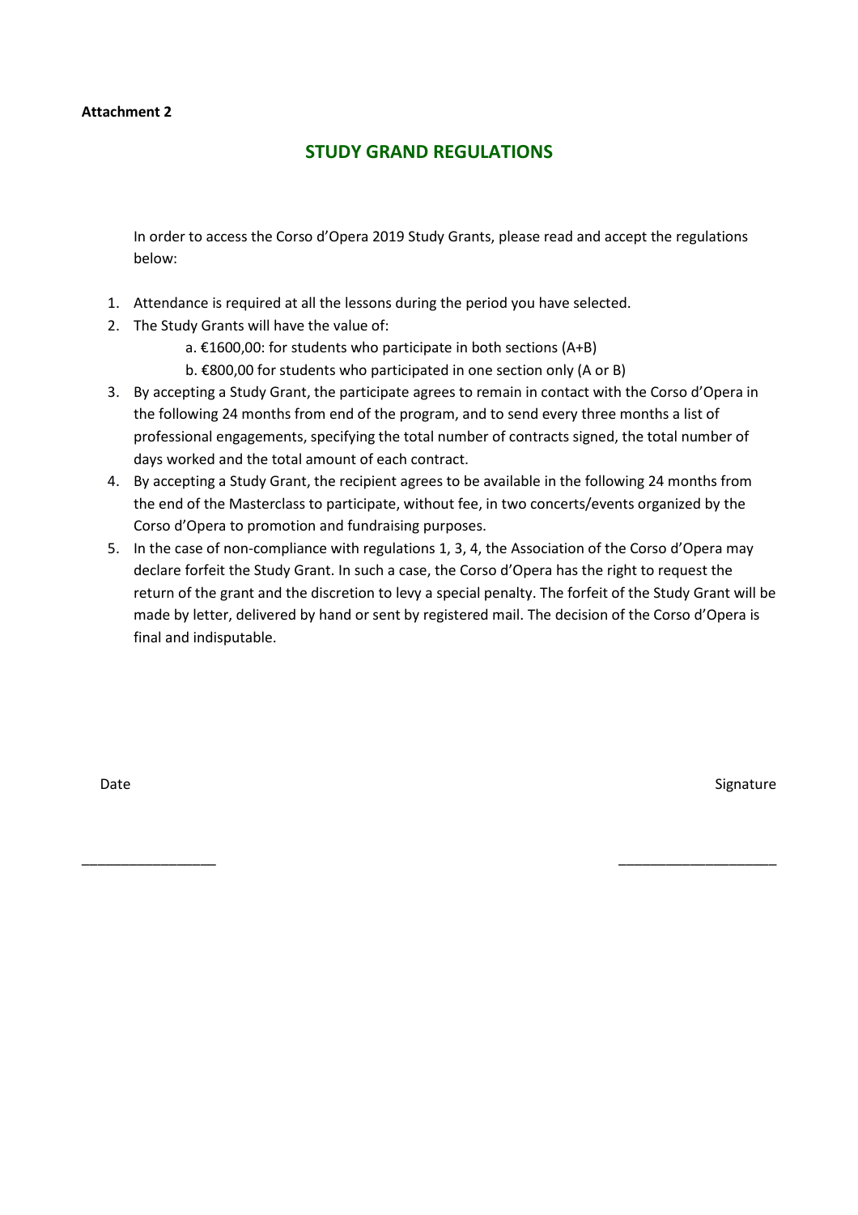**Attachment 2**

## STUDY GRAND REGULATIONS

In order to access the Corso d'Opera 2019 Study Grants, please read and accept the regulations below:

1. Attendance is required at all the lessons during the period you have selected.
2. The Study Grants will have the value of:
   a. €1600,00: for students who participate in both sections (A+B)
   b. €800,00 for students who participated in one section only (A or B)
3. By accepting a Study Grant, the participate agrees to remain in contact with the Corso d'Opera in the following 24 months from end of the program, and to send every three months a list of professional engagements, specifying the total number of contracts signed, the total number of days worked and the total amount of each contract.
4. By accepting a Study Grant, the recipient agrees to be available in the following 24 months from the end of the Masterclass to participate, without fee, in two concerts/events organized by the Corso d'Opera to promotion and fundraising purposes.
5. In the case of non-compliance with regulations 1, 3, 4, the Association of the Corso d'Opera may declare forfeit the Study Grant. In such a case, the Corso d'Opera has the right to request the return of the grant and the discretion to levy a special penalty. The forfeit of the Study Grant will be made by letter, delivered by hand or sent by registered mail. The decision of the Corso d'Opera is final and indisputable.

Date

_________________

Signature

____________________